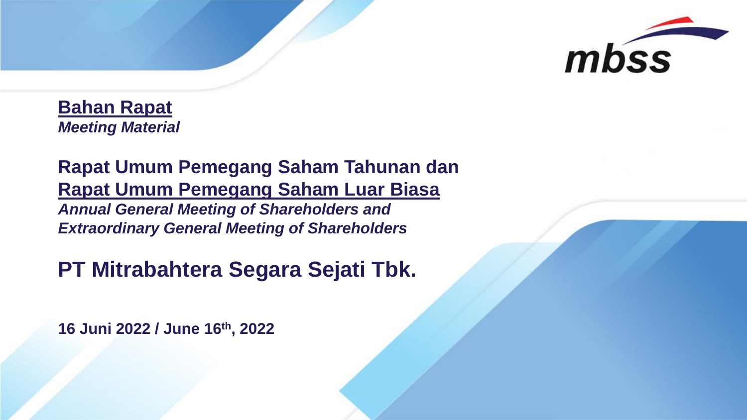mbss

**Bahan Rapat**
***Meeting Material***

# Rapat Umum Pemegang Saham Tahunan dan Rapat Umum Pemegang Saham Luar Biasa

***Annual General Meeting of Shareholders and Extraordinary General Meeting of Shareholders***

# PT Mitrabahtera Segara Sejati Tbk.

**16 Juni 2022 / June 16th, 2022**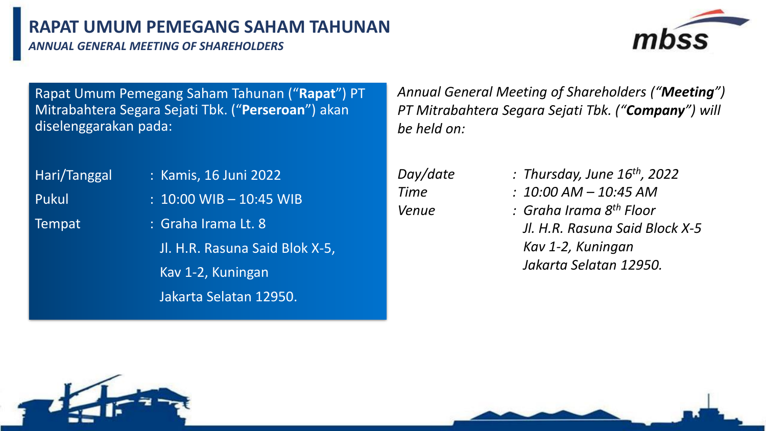# RAPAT UMUM PEMEGANG SAHAM TAHUNAN

*ANNUAL GENERAL MEETING OF SHAREHOLDERS*

Rapat Umum Pemegang Saham Tahunan ("**Rapat**") PT Mitrabahtera Segara Sejati Tbk. ("**Perseroan**") akan diselenggarakan pada:

| | |
|---|---|
| Hari/Tanggal | : Kamis, 16 Juni 2022 |
| Pukul | : 10:00 WIB – 10:45 WIB |
| Tempat | : Graha Irama Lt. 8<br>Jl. H.R. Rasuna Said Blok X-5,<br>Kav 1-2, Kuningan<br>Jakarta Selatan 12950. |

*Annual General Meeting of Shareholders ("**Meeting**") PT Mitrabahtera Segara Sejati Tbk. ("**Company**") will be held on:*

| | |
|---|---|
| *Day/date* | *: Thursday, June 16th, 2022* |
| *Time* | *: 10:00 AM – 10:45 AM* |
| *Venue* | *: Graha Irama 8th Floor<br>Jl. H.R. Rasuna Said Block X-5<br>Kav 1-2, Kuningan<br>Jakarta Selatan 12950.* |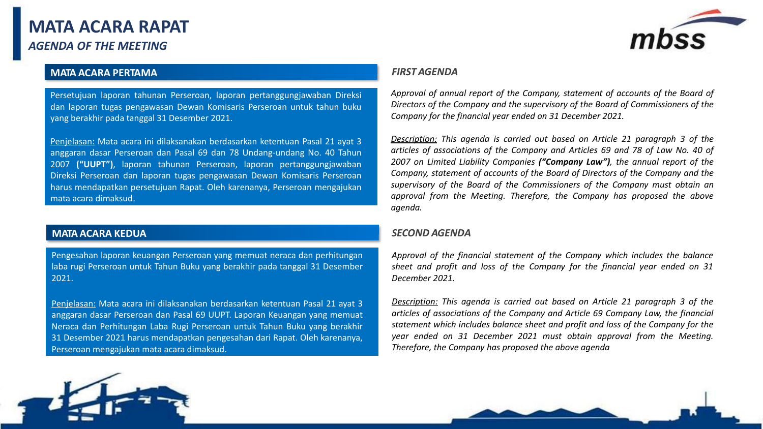# MATA ACARA RAPAT

*AGENDA OF THE MEETING*

## MATA ACARA PERTAMA

Persetujuan laporan tahunan Perseroan, laporan pertanggungjawaban Direksi dan laporan tugas pengawasan Dewan Komisaris Perseroan untuk tahun buku yang berakhir pada tanggal 31 Desember 2021.

Penjelasan: Mata acara ini dilaksanakan berdasarkan ketentuan Pasal 21 ayat 3 anggaran dasar Perseroan dan Pasal 69 dan 78 Undang-undang No. 40 Tahun 2007 **("UUPT")**, laporan tahunan Perseroan, laporan pertanggungjawaban Direksi Perseroan dan laporan tugas pengawasan Dewan Komisaris Perseroan harus mendapatkan persetujuan Rapat. Oleh karenanya, Perseroan mengajukan mata acara dimaksud.

## *FIRST AGENDA*

*Approval of annual report of the Company, statement of accounts of the Board of Directors of the Company and the supervisory of the Board of Commissioners of the Company for the financial year ended on 31 December 2021.*

*Description: This agenda is carried out based on Article 21 paragraph 3 of the articles of associations of the Company and Articles 69 and 78 of Law No. 40 of 2007 on Limited Liability Companies **("Company Law")**, the annual report of the Company, statement of accounts of the Board of Directors of the Company and the supervisory of the Board of the Commissioners of the Company must obtain an approval from the Meeting. Therefore, the Company has proposed the above agenda.*

## MATA ACARA KEDUA

Pengesahan laporan keuangan Perseroan yang memuat neraca dan perhitungan laba rugi Perseroan untuk Tahun Buku yang berakhir pada tanggal 31 Desember 2021.

Penjelasan: Mata acara ini dilaksanakan berdasarkan ketentuan Pasal 21 ayat 3 anggaran dasar Perseroan dan Pasal 69 UUPT. Laporan Keuangan yang memuat Neraca dan Perhitungan Laba Rugi Perseroan untuk Tahun Buku yang berakhir 31 Desember 2021 harus mendapatkan pengesahan dari Rapat. Oleh karenanya, Perseroan mengajukan mata acara dimaksud.

## *SECOND AGENDA*

*Approval of the financial statement of the Company which includes the balance sheet and profit and loss of the Company for the financial year ended on 31 December 2021.*

*Description: This agenda is carried out based on Article 21 paragraph 3 of the articles of associations of the Company and Article 69 Company Law, the financial statement which includes balance sheet and profit and loss of the Company for the year ended on 31 December 2021 must obtain approval from the Meeting. Therefore, the Company has proposed the above agenda*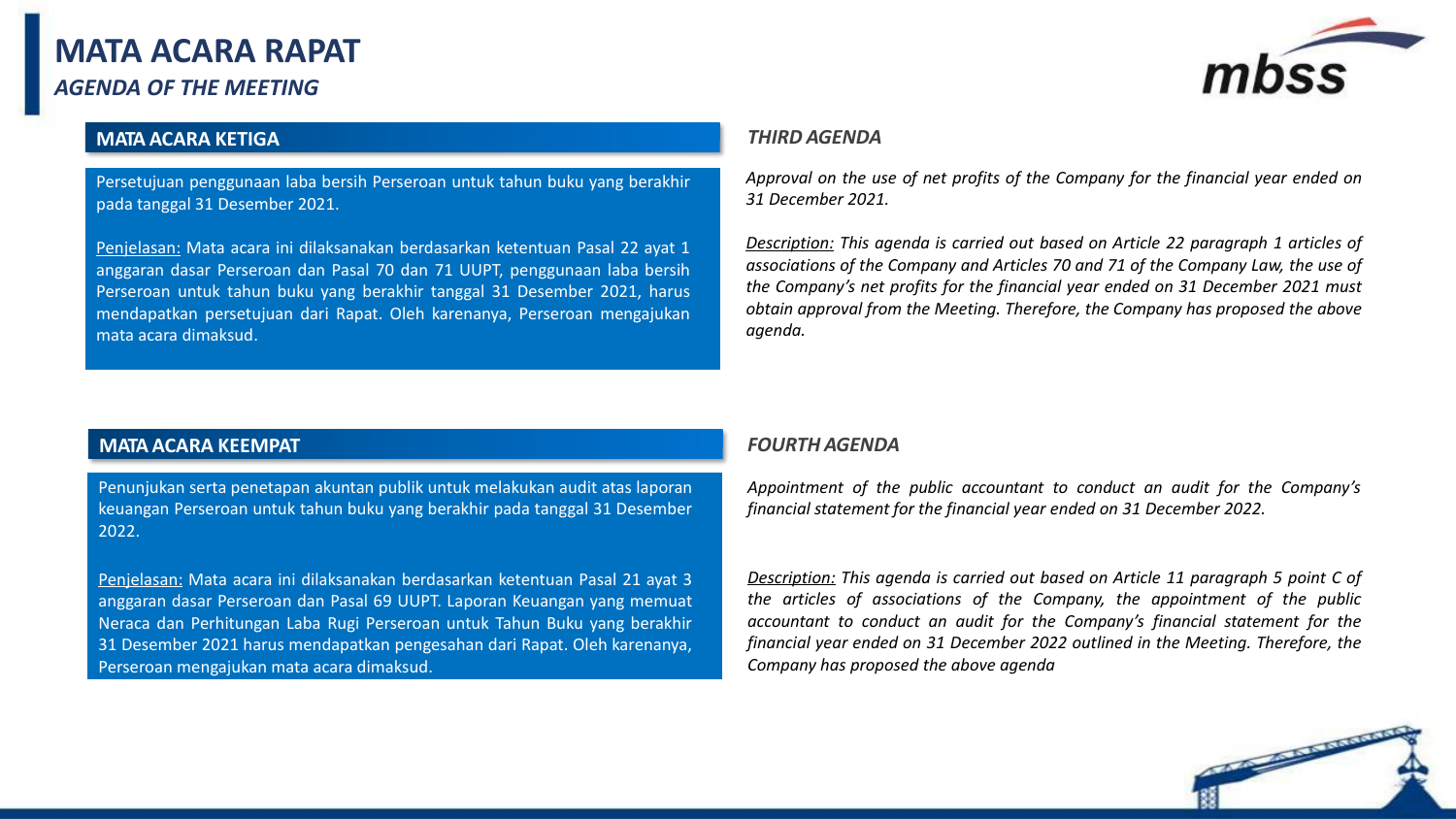# MATA ACARA RAPAT

*AGENDA OF THE MEETING*

## MATA ACARA KETIGA

Persetujuan penggunaan laba bersih Perseroan untuk tahun buku yang berakhir pada tanggal 31 Desember 2021.

Penjelasan: Mata acara ini dilaksanakan berdasarkan ketentuan Pasal 22 ayat 1 anggaran dasar Perseroan dan Pasal 70 dan 71 UUPT, penggunaan laba bersih Perseroan untuk tahun buku yang berakhir tanggal 31 Desember 2021, harus mendapatkan persetujuan dari Rapat. Oleh karenanya, Perseroan mengajukan mata acara dimaksud.

## *THIRD AGENDA*

*Approval on the use of net profits of the Company for the financial year ended on 31 December 2021.*

*Description: This agenda is carried out based on Article 22 paragraph 1 articles of associations of the Company and Articles 70 and 71 of the Company Law, the use of the Company's net profits for the financial year ended on 31 December 2021 must obtain approval from the Meeting. Therefore, the Company has proposed the above agenda.*

## MATA ACARA KEEMPAT

Penunjukan serta penetapan akuntan publik untuk melakukan audit atas laporan keuangan Perseroan untuk tahun buku yang berakhir pada tanggal 31 Desember 2022.

Penjelasan: Mata acara ini dilaksanakan berdasarkan ketentuan Pasal 21 ayat 3 anggaran dasar Perseroan dan Pasal 69 UUPT. Laporan Keuangan yang memuat Neraca dan Perhitungan Laba Rugi Perseroan untuk Tahun Buku yang berakhir 31 Desember 2021 harus mendapatkan pengesahan dari Rapat. Oleh karenanya, Perseroan mengajukan mata acara dimaksud.

## *FOURTH AGENDA*

*Appointment of the public accountant to conduct an audit for the Company's financial statement for the financial year ended on 31 December 2022.*

*Description: This agenda is carried out based on Article 11 paragraph 5 point C of the articles of associations of the Company, the appointment of the public accountant to conduct an audit for the Company's financial statement for the financial year ended on 31 December 2022 outlined in the Meeting. Therefore, the Company has proposed the above agenda*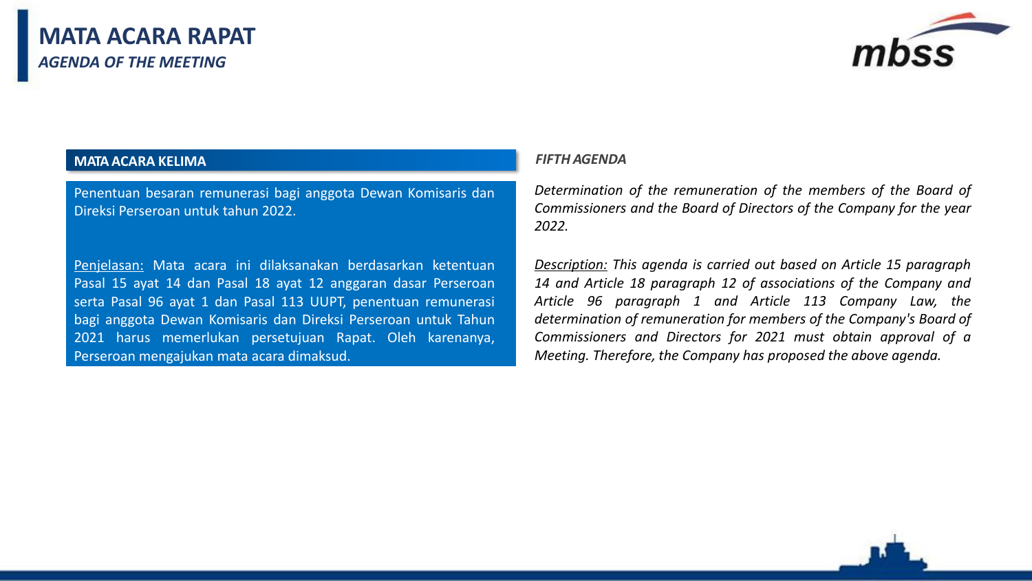# MATA ACARA RAPAT

*AGENDA OF THE MEETING*

## MATA ACARA KELIMA

Penentuan besaran remunerasi bagi anggota Dewan Komisaris dan Direksi Perseroan untuk tahun 2022.

Penjelasan: Mata acara ini dilaksanakan berdasarkan ketentuan Pasal 15 ayat 14 dan Pasal 18 ayat 12 anggaran dasar Perseroan serta Pasal 96 ayat 1 dan Pasal 113 UUPT, penentuan remunerasi bagi anggota Dewan Komisaris dan Direksi Perseroan untuk Tahun 2021 harus memerlukan persetujuan Rapat. Oleh karenanya, Perseroan mengajukan mata acara dimaksud.

## *FIFTH AGENDA*

*Determination of the remuneration of the members of the Board of Commissioners and the Board of Directors of the Company for the year 2022.*

*Description: This agenda is carried out based on Article 15 paragraph 14 and Article 18 paragraph 12 of associations of the Company and Article 96 paragraph 1 and Article 113 Company Law, the determination of remuneration for members of the Company's Board of Commissioners and Directors for 2021 must obtain approval of a Meeting. Therefore, the Company has proposed the above agenda.*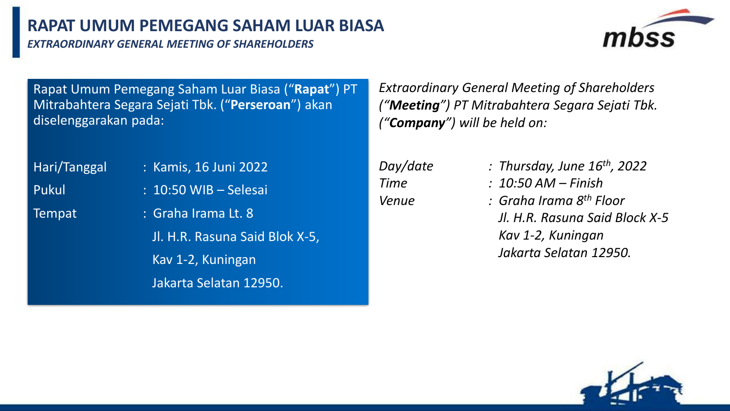# RAPAT UMUM PEMEGANG SAHAM LUAR BIASA

***EXTRAORDINARY GENERAL MEETING OF SHAREHOLDERS***

Rapat Umum Pemegang Saham Luar Biasa ("**Rapat**") PT Mitrabahtera Segara Sejati Tbk. ("**Perseroan**") akan diselenggarakan pada:

| | |
|---|---|
| Hari/Tanggal | : Kamis, 16 Juni 2022 |
| Pukul | : 10:50 WIB – Selesai |
| Tempat | : Graha Irama Lt. 8<br>Jl. H.R. Rasuna Said Blok X-5,<br>Kav 1-2, Kuningan<br>Jakarta Selatan 12950. |

*Extraordinary General Meeting of Shareholders ("**Meeting**") PT Mitrabahtera Segara Sejati Tbk. ("**Company**") will be held on:*

| | |
|---|---|
| *Day/date* | *: Thursday, June 16th, 2022* |
| *Time* | *: 10:50 AM – Finish* |
| *Venue* | *: Graha Irama 8th Floor<br>Jl. H.R. Rasuna Said Block X-5<br>Kav 1-2, Kuningan<br>Jakarta Selatan 12950.* |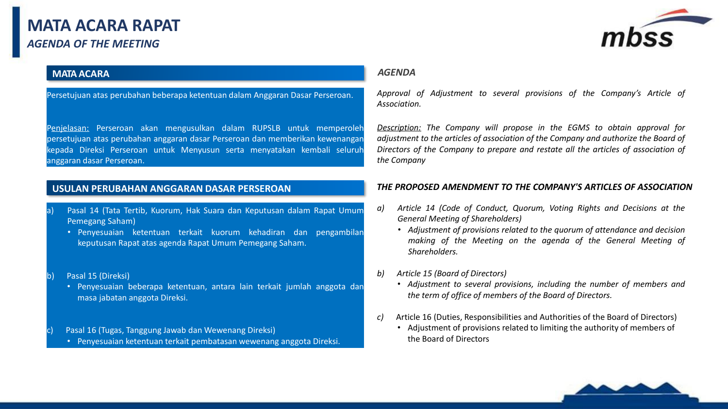# MATA ACARA RAPAT

*AGENDA OF THE MEETING*

## MATA ACARA

Persetujuan atas perubahan beberapa ketentuan dalam Anggaran Dasar Perseroan.

Penjelasan: Perseroan akan mengusulkan dalam RUPSLB untuk memperoleh persetujuan atas perubahan anggaran dasar Perseroan dan memberikan kewenangan kepada Direksi Perseroan untuk Menyusun serta menyatakan kembali seluruh anggaran dasar Perseroan.

## *AGENDA*

*Approval of Adjustment to several provisions of the Company's Article of Association.*

*Description: The Company will propose in the EGMS to obtain approval for adjustment to the articles of association of the Company and authorize the Board of Directors of the Company to prepare and restate all the articles of association of the Company*

## USULAN PERUBAHAN ANGGARAN DASAR PERSEROAN

a) Pasal 14 (Tata Tertib, Kuorum, Hak Suara dan Keputusan dalam Rapat Umum Pemegang Saham)
   - Penyesuaian ketentuan terkait kuorum kehadiran dan pengambilan keputusan Rapat atas agenda Rapat Umum Pemegang Saham.

b) Pasal 15 (Direksi)
   - Penyesuaian beberapa ketentuan, antara lain terkait jumlah anggota dan masa jabatan anggota Direksi.

c) Pasal 16 (Tugas, Tanggung Jawab dan Wewenang Direksi)
   - Penyesuaian ketentuan terkait pembatasan wewenang anggota Direksi.

## *THE PROPOSED AMENDMENT TO THE COMPANY'S ARTICLES OF ASSOCIATION*

*a) Article 14 (Code of Conduct, Quorum, Voting Rights and Decisions at the General Meeting of Shareholders)*
   - *Adjustment of provisions related to the quorum of attendance and decision making of the Meeting on the agenda of the General Meeting of Shareholders.*

*b) Article 15 (Board of Directors)*
   - *Adjustment to several provisions, including the number of members and the term of office of members of the Board of Directors.*

*c)* Article 16 (Duties, Responsibilities and Authorities of the Board of Directors)
   - Adjustment of provisions related to limiting the authority of members of the Board of Directors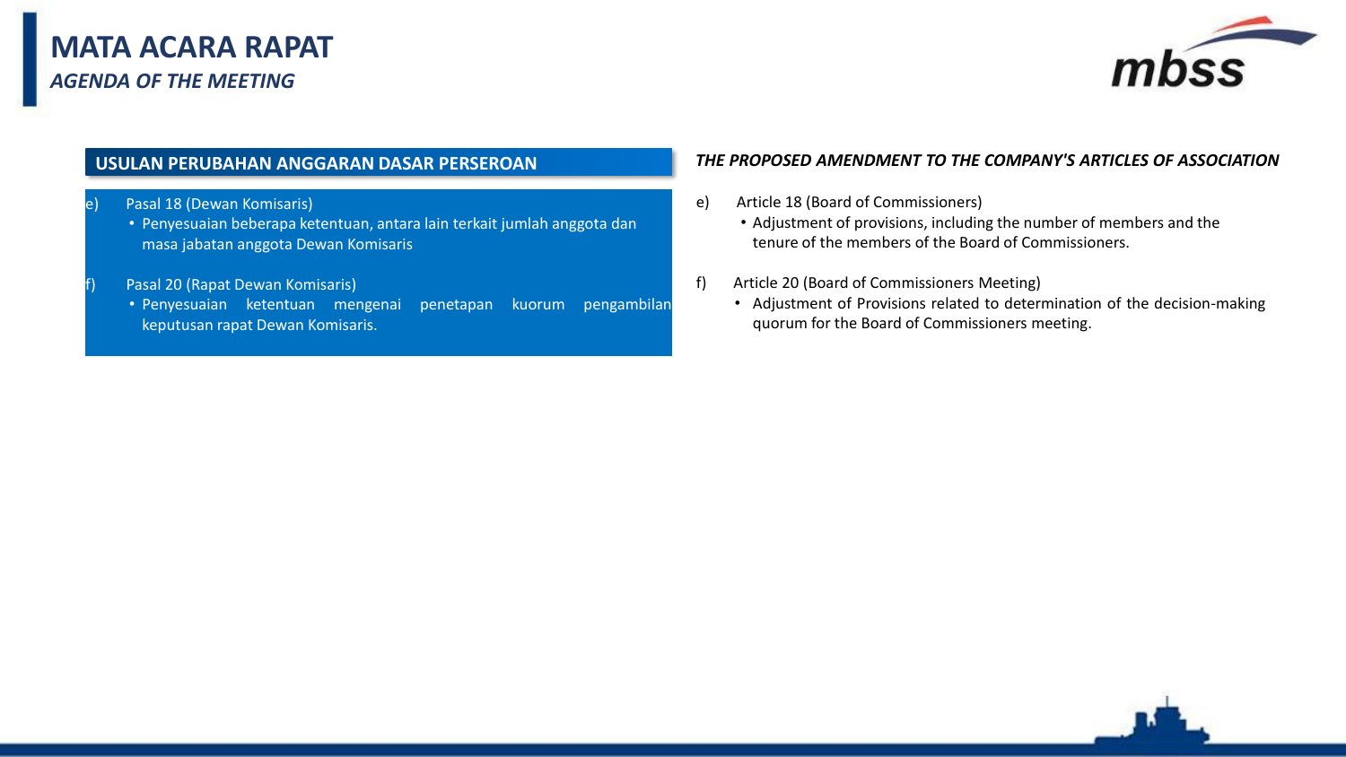# MATA ACARA RAPAT

*AGENDA OF THE MEETING*

## USULAN PERUBAHAN ANGGARAN DASAR PERSEROAN

e) Pasal 18 (Dewan Komisaris)
- Penyesuaian beberapa ketentuan, antara lain terkait jumlah anggota dan masa jabatan anggota Dewan Komisaris

f) Pasal 20 (Rapat Dewan Komisaris)
- Penyesuaian ketentuan mengenai penetapan kuorum pengambilan keputusan rapat Dewan Komisaris.

## *THE PROPOSED AMENDMENT TO THE COMPANY'S ARTICLES OF ASSOCIATION*

e) Article 18 (Board of Commissioners)
- Adjustment of provisions, including the number of members and the tenure of the members of the Board of Commissioners.

f) Article 20 (Board of Commissioners Meeting)
- Adjustment of Provisions related to determination of the decision-making quorum for the Board of Commissioners meeting.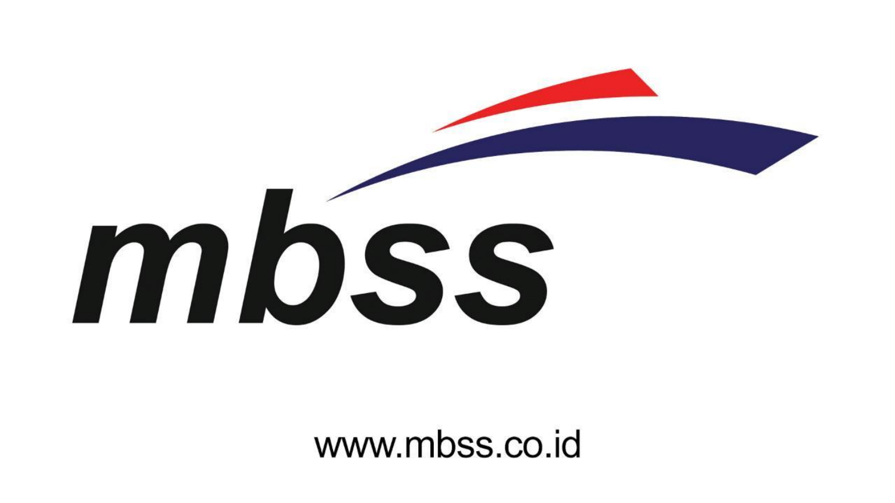mbss

www.mbss.co.id